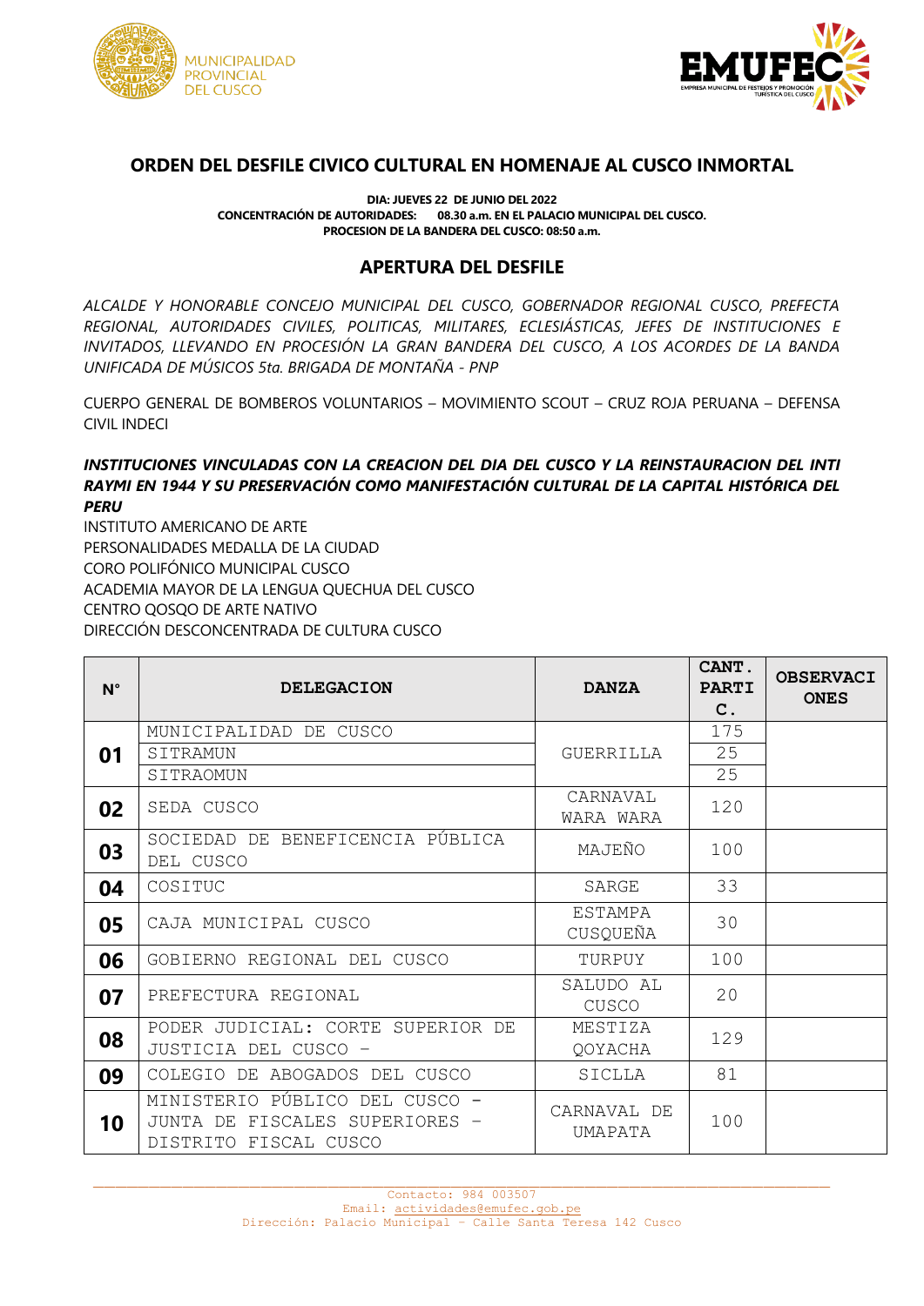# ORDEN DEL DESFILE CIVICO CULTURAL EN HOMENAJE AL CUSCO INMORTAL

**DIA: JUEVES 22 DE JUNIO DEL 2022**
**CONCENTRACIÓN DE AUTORIDADES: 08.30 a.m. EN EL PALACIO MUNICIPAL DEL CUSCO.**
**PROCESION DE LA BANDERA DEL CUSCO: 08:50 a.m.**

## APERTURA DEL DESFILE

*ALCALDE Y HONORABLE CONCEJO MUNICIPAL DEL CUSCO, GOBERNADOR REGIONAL CUSCO, PREFECTA REGIONAL, AUTORIDADES CIVILES, POLITICAS, MILITARES, ECLESIÁSTICAS, JEFES DE INSTITUCIONES E INVITADOS, LLEVANDO EN PROCESIÓN LA GRAN BANDERA DEL CUSCO, A LOS ACORDES DE LA BANDA UNIFICADA DE MÚSICOS 5ta. BRIGADA DE MONTAÑA - PNP*

CUERPO GENERAL DE BOMBEROS VOLUNTARIOS – MOVIMIENTO SCOUT – CRUZ ROJA PERUANA – DEFENSA CIVIL INDECI

***INSTITUCIONES VINCULADAS CON LA CREACION DEL DIA DEL CUSCO Y LA REINSTAURACION DEL INTI RAYMI EN 1944 Y SU PRESERVACIÓN COMO MANIFESTACIÓN CULTURAL DE LA CAPITAL HISTÓRICA DEL PERU***

INSTITUTO AMERICANO DE ARTE
PERSONALIDADES MEDALLA DE LA CIUDAD
CORO POLIFÓNICO MUNICIPAL CUSCO
ACADEMIA MAYOR DE LA LENGUA QUECHUA DEL CUSCO
CENTRO QOSQO DE ARTE NATIVO
DIRECCIÓN DESCONCENTRADA DE CULTURA CUSCO

| N° | DELEGACION | DANZA | CANT. PARTIC. | OBSERVACIONES |
|---|---|---|---|---|
| 01 | MUNICIPALIDAD DE CUSCO | GUERRILLA | 175 | |
| | SITRAMUN | | 25 | |
| | SITRAOMUN | | 25 | |
| 02 | SEDA CUSCO | CARNAVAL WARA WARA | 120 | |
| 03 | SOCIEDAD DE BENEFICENCIA PÚBLICA DEL CUSCO | MAJEÑO | 100 | |
| 04 | COSITUC | SARGE | 33 | |
| 05 | CAJA MUNICIPAL CUSCO | ESTAMPA CUSQUEÑA | 30 | |
| 06 | GOBIERNO REGIONAL DEL CUSCO | TURPUY | 100 | |
| 07 | PREFECTURA REGIONAL | SALUDO AL CUSCO | 20 | |
| 08 | PODER JUDICIAL: CORTE SUPERIOR DE JUSTICIA DEL CUSCO - | MESTIZA QOYACHA | 129 | |
| 09 | COLEGIO DE ABOGADOS DEL CUSCO | SICLLA | 81 | |
| 10 | MINISTERIO PÚBLICO DEL CUSCO - JUNTA DE FISCALES SUPERIORES - DISTRITO FISCAL CUSCO | CARNAVAL DE UMAPATA | 100 | |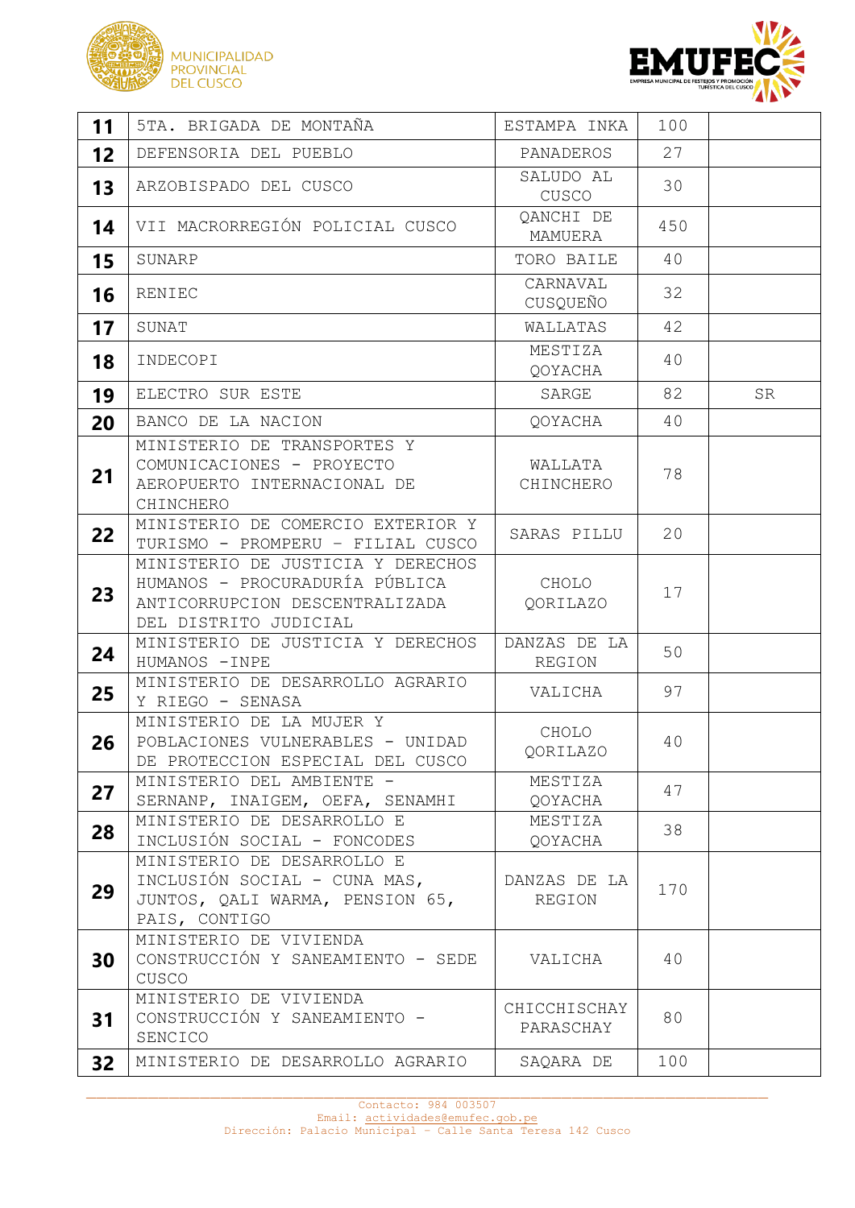| 11 | 5TA. BRIGADA DE MONTAÑA | ESTAMPA INKA | 100 | |
|---|---|---|---|---|
| 12 | DEFENSORIA DEL PUEBLO | PANADEROS | 27 | |
| 13 | ARZOBISPADO DEL CUSCO | SALUDO AL CUSCO | 30 | |
| 14 | VII MACRORREGIÓN POLICIAL CUSCO | QANCHI DE MAMUERA | 450 | |
| 15 | SUNARP | TORO BAILE | 40 | |
| 16 | RENIEC | CARNAVAL CUSQUEÑO | 32 | |
| 17 | SUNAT | WALLATAS | 42 | |
| 18 | INDECOPI | MESTIZA QOYACHA | 40 | |
| 19 | ELECTRO SUR ESTE | SARGE | 82 | SR |
| 20 | BANCO DE LA NACION | QOYACHA | 40 | |
| 21 | MINISTERIO DE TRANSPORTES Y COMUNICACIONES - PROYECTO AEROPUERTO INTERNACIONAL DE CHINCHERO | WALLATA CHINCHERO | 78 | |
| 22 | MINISTERIO DE COMERCIO EXTERIOR Y TURISMO - PROMPERU - FILIAL CUSCO | SARAS PILLU | 20 | |
| 23 | MINISTERIO DE JUSTICIA Y DERECHOS HUMANOS - PROCURADURÍA PÚBLICA ANTICORRUPCION DESCENTRALIZADA DEL DISTRITO JUDICIAL | CHOLO QORILAZO | 17 | |
| 24 | MINISTERIO DE JUSTICIA Y DERECHOS HUMANOS -INPE | DANZAS DE LA REGION | 50 | |
| 25 | MINISTERIO DE DESARROLLO AGRARIO Y RIEGO - SENASA | VALICHA | 97 | |
| 26 | MINISTERIO DE LA MUJER Y POBLACIONES VULNERABLES - UNIDAD DE PROTECCION ESPECIAL DEL CUSCO | CHOLO QORILAZO | 40 | |
| 27 | MINISTERIO DEL AMBIENTE - SERNANP, INAIGEM, OEFA, SENAMHI | MESTIZA QOYACHA | 47 | |
| 28 | MINISTERIO DE DESARROLLO E INCLUSIÓN SOCIAL - FONCODES | MESTIZA QOYACHA | 38 | |
| 29 | MINISTERIO DE DESARROLLO E INCLUSIÓN SOCIAL - CUNA MAS, JUNTOS, QALI WARMA, PENSION 65, PAIS, CONTIGO | DANZAS DE LA REGION | 170 | |
| 30 | MINISTERIO DE VIVIENDA CONSTRUCCIÓN Y SANEAMIENTO - SEDE CUSCO | VALICHA | 40 | |
| 31 | MINISTERIO DE VIVIENDA CONSTRUCCIÓN Y SANEAMIENTO - SENCICO | CHICCHISCHAY PARASCHAY | 80 | |
| 32 | MINISTERIO DE DESARROLLO AGRARIO | SAQARA DE | 100 | |

Contacto: 984 003507
Email: actividades@emufec.gob.pe
Dirección: Palacio Municipal - Calle Santa Teresa 142 Cusco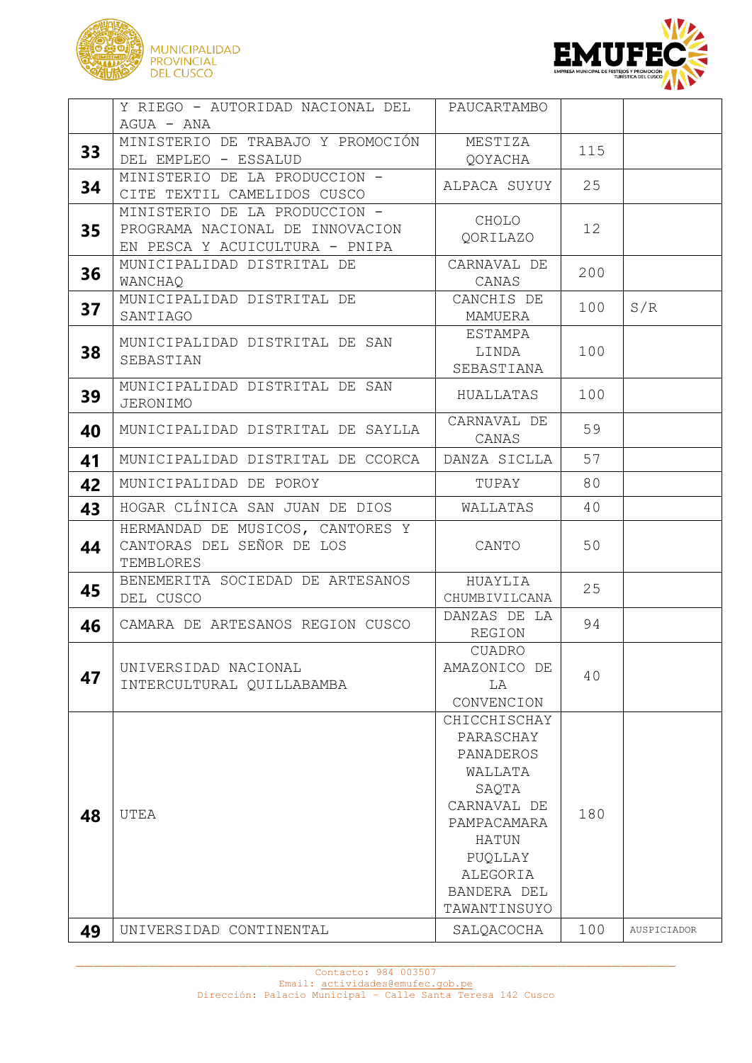|  |  |  |  |  |
|---|---|---|---|---|
|  | Y RIEGO - AUTORIDAD NACIONAL DEL AGUA - ANA | PAUCARTAMBO |  |  |
| **33** | MINISTERIO DE TRABAJO Y PROMOCIÓN DEL EMPLEO - ESSALUD | MESTIZA QOYACHA | 115 |  |
| **34** | MINISTERIO DE LA PRODUCCION - CITE TEXTIL CAMELIDOS CUSCO | ALPACA SUYUY | 25 |  |
| **35** | MINISTERIO DE LA PRODUCCION - PROGRAMA NACIONAL DE INNOVACION EN PESCA Y ACUICULTURA - PNIPA | CHOLO QORILAZO | 12 |  |
| **36** | MUNICIPALIDAD DISTRITAL DE WANCHAQ | CARNAVAL DE CANAS | 200 |  |
| **37** | MUNICIPALIDAD DISTRITAL DE SANTIAGO | CANCHIS DE MAMUERA | 100 | S/R |
| **38** | MUNICIPALIDAD DISTRITAL DE SAN SEBASTIAN | ESTAMPA LINDA SEBASTIANA | 100 |  |
| **39** | MUNICIPALIDAD DISTRITAL DE SAN JERONIMO | HUALLATAS | 100 |  |
| **40** | MUNICIPALIDAD DISTRITAL DE SAYLLA | CARNAVAL DE CANAS | 59 |  |
| **41** | MUNICIPALIDAD DISTRITAL DE CCORCA | DANZA SICLLA | 57 |  |
| **42** | MUNICIPALIDAD DE POROY | TUPAY | 80 |  |
| **43** | HOGAR CLÍNICA SAN JUAN DE DIOS | WALLATAS | 40 |  |
| **44** | HERMANDAD DE MUSICOS, CANTORES Y CANTORAS DEL SEÑOR DE LOS TEMBLORES | CANTO | 50 |  |
| **45** | BENEMERITA SOCIEDAD DE ARTESANOS DEL CUSCO | HUAYLIA CHUMBIVILCANA | 25 |  |
| **46** | CAMARA DE ARTESANOS REGION CUSCO | DANZAS DE LA REGION | 94 |  |
| **47** | UNIVERSIDAD NACIONAL INTERCULTURAL QUILLABAMBA | CUADRO AMAZONICO DE LA CONVENCION | 40 |  |
| **48** | UTEA | CHICCHISCHAY PARASCHAY PANADEROS WALLATA SAQTA CARNAVAL DE PAMPACAMARA HATUN PUQLLAY ALEGORIA BANDERA DEL TAWANTINSUYO | 180 |  |
| **49** | UNIVERSIDAD CONTINENTAL | SALQACOCHA | 100 | AUSPICIADOR |

Contacto: 984 003507
Email: actividades@emufec.gob.pe
Dirección: Palacio Municipal - Calle Santa Teresa 142 Cusco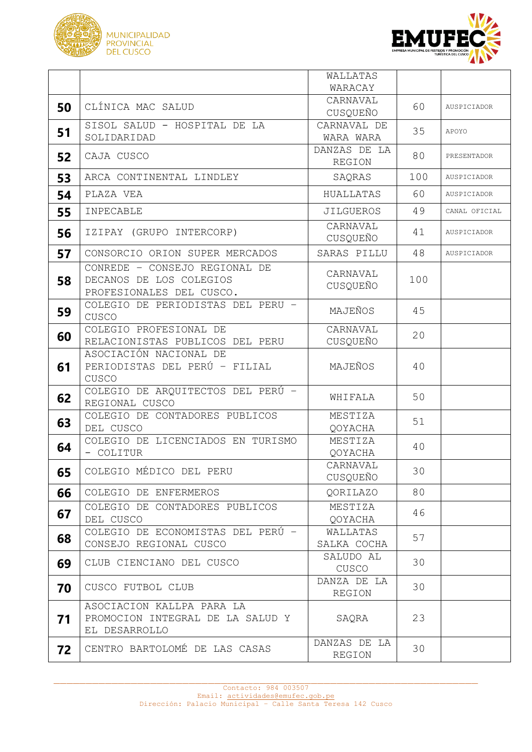| | | | | |
|---|---|---|---|---|
| | | WALLATAS WARACAY | | |
| **50** | CLÍNICA MAC SALUD | CARNAVAL CUSQUEÑO | 60 | AUSPICIADOR |
| **51** | SISOL SALUD - HOSPITAL DE LA SOLIDARIDAD | CARNAVAL DE WARA WARA | 35 | APOYO |
| **52** | CAJA CUSCO | DANZAS DE LA REGION | 80 | PRESENTADOR |
| **53** | ARCA CONTINENTAL LINDLEY | SAQRAS | 100 | AUSPICIADOR |
| **54** | PLAZA VEA | HUALLATAS | 60 | AUSPICIADOR |
| **55** | INPECABLE | JILGUEROS | 49 | CANAL OFICIAL |
| **56** | IZIPAY (GRUPO INTERCORP) | CARNAVAL CUSQUEÑO | 41 | AUSPICIADOR |
| **57** | CONSORCIO ORION SUPER MERCADOS | SARAS PILLU | 48 | AUSPICIADOR |
| **58** | CONREDE - CONSEJO REGIONAL DE DECANOS DE LOS COLEGIOS PROFESIONALES DEL CUSCO. | CARNAVAL CUSQUEÑO | 100 | |
| **59** | COLEGIO DE PERIODISTAS DEL PERU - CUSCO | MAJEÑOS | 45 | |
| **60** | COLEGIO PROFESIONAL DE RELACIONISTAS PUBLICOS DEL PERU | CARNAVAL CUSQUEÑO | 20 | |
| **61** | ASOCIACIÓN NACIONAL DE PERIODISTAS DEL PERÚ - FILIAL CUSCO | MAJEÑOS | 40 | |
| **62** | COLEGIO DE ARQUITECTOS DEL PERÚ - REGIONAL CUSCO | WHIFALA | 50 | |
| **63** | COLEGIO DE CONTADORES PUBLICOS DEL CUSCO | MESTIZA QOYACHA | 51 | |
| **64** | COLEGIO DE LICENCIADOS EN TURISMO - COLITUR | MESTIZA QOYACHA | 40 | |
| **65** | COLEGIO MÉDICO DEL PERU | CARNAVAL CUSQUEÑO | 30 | |
| **66** | COLEGIO DE ENFERMEROS | QORILAZO | 80 | |
| **67** | COLEGIO DE CONTADORES PUBLICOS DEL CUSCO | MESTIZA QOYACHA | 46 | |
| **68** | COLEGIO DE ECONOMISTAS DEL PERÚ - CONSEJO REGIONAL CUSCO | WALLATAS SALKA COCHA | 57 | |
| **69** | CLUB CIENCIANO DEL CUSCO | SALUDO AL CUSCO | 30 | |
| **70** | CUSCO FUTBOL CLUB | DANZA DE LA REGION | 30 | |
| **71** | ASOCIACION KALLPA PARA LA PROMOCION INTEGRAL DE LA SALUD Y EL DESARROLLO | SAQRA | 23 | |
| **72** | CENTRO BARTOLOMÉ DE LAS CASAS | DANZAS DE LA REGION | 30 | |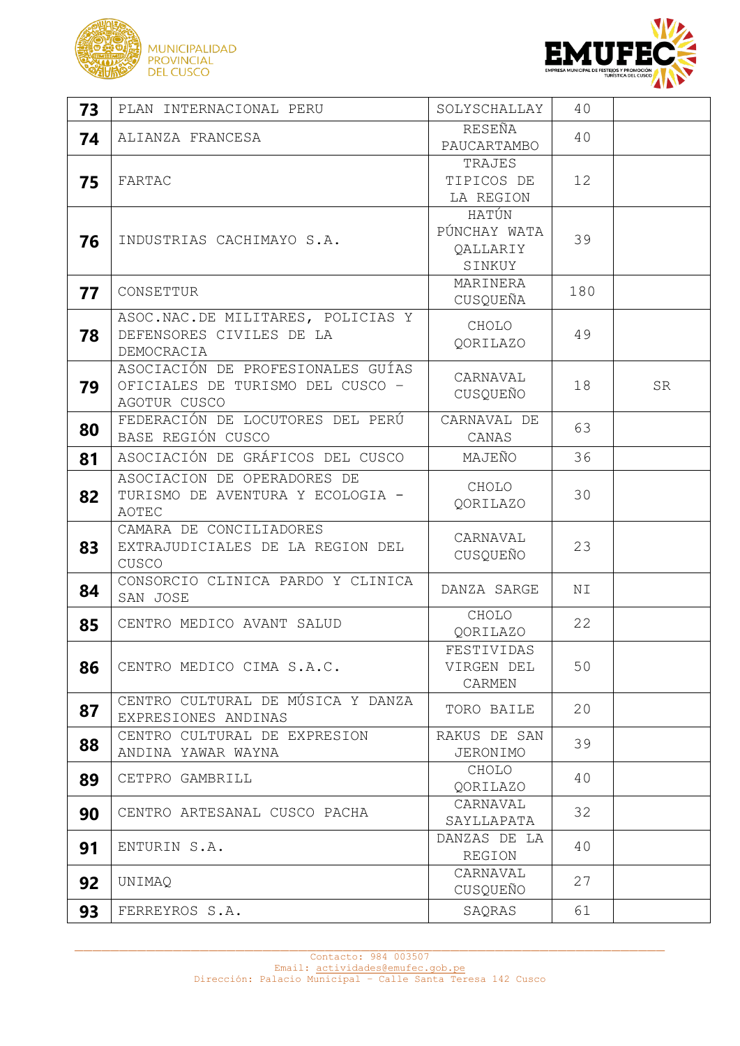| 73 | PLAN INTERNACIONAL PERU | SOLYSCHALLAY | 40 | |
|---|---|---|---|---|
| 74 | ALIANZA FRANCESA | RESEÑA PAUCARTAMBO | 40 | |
| 75 | FARTAC | TRAJES TIPICOS DE LA REGION | 12 | |
| 76 | INDUSTRIAS CACHIMAYO S.A. | HATÚN PÚNCHAY WATA QALLARIY SINKUY | 39 | |
| 77 | CONSETTUR | MARINERA CUSQUEÑA | 180 | |
| 78 | ASOC.NAC.DE MILITARES, POLICIAS Y DEFENSORES CIVILES DE LA DEMOCRACIA | CHOLO QORILAZO | 49 | |
| 79 | ASOCIACIÓN DE PROFESIONALES GUÍAS OFICIALES DE TURISMO DEL CUSCO - AGOTUR CUSCO | CARNAVAL CUSQUEÑO | 18 | SR |
| 80 | FEDERACIÓN DE LOCUTORES DEL PERÚ BASE REGIÓN CUSCO | CARNAVAL DE CANAS | 63 | |
| 81 | ASOCIACIÓN DE GRÁFICOS DEL CUSCO | MAJEÑO | 36 | |
| 82 | ASOCIACION DE OPERADORES DE TURISMO DE AVENTURA Y ECOLOGIA - AOTEC | CHOLO QORILAZO | 30 | |
| 83 | CAMARA DE CONCILIADORES EXTRAJUDICIALES DE LA REGION DEL CUSCO | CARNAVAL CUSQUEÑO | 23 | |
| 84 | CONSORCIO CLINICA PARDO Y CLINICA SAN JOSE | DANZA SARGE | NI | |
| 85 | CENTRO MEDICO AVANT SALUD | CHOLO QORILAZO | 22 | |
| 86 | CENTRO MEDICO CIMA S.A.C. | FESTIVIDAS VIRGEN DEL CARMEN | 50 | |
| 87 | CENTRO CULTURAL DE MÚSICA Y DANZA EXPRESIONES ANDINAS | TORO BAILE | 20 | |
| 88 | CENTRO CULTURAL DE EXPRESION ANDINA YAWAR WAYNA | RAKUS DE SAN JERONIMO | 39 | |
| 89 | CETPRO GAMBRILL | CHOLO QORILAZO | 40 | |
| 90 | CENTRO ARTESANAL CUSCO PACHA | CARNAVAL SAYLLAPATA | 32 | |
| 91 | ENTURIN S.A. | DANZAS DE LA REGION | 40 | |
| 92 | UNIMAQ | CARNAVAL CUSQUEÑO | 27 | |
| 93 | FERREYROS S.A. | SAQRAS | 61 | |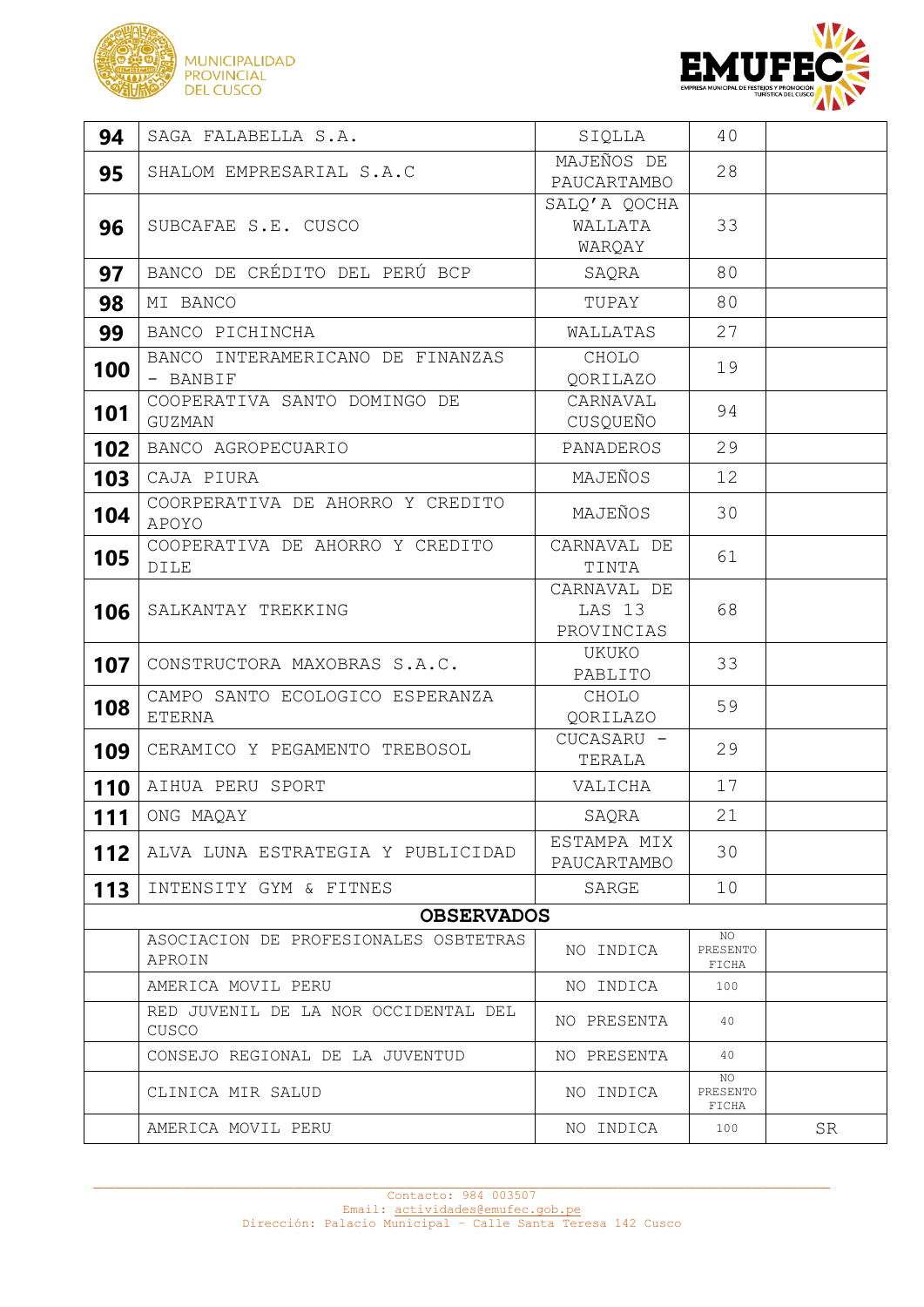| 94 | SAGA FALABELLA S.A. | SIQLLA | 40 | |
|---|---|---|---|---|
| 95 | SHALOM EMPRESARIAL S.A.C | MAJEÑOS DE PAUCARTAMBO | 28 | |
| 96 | SUBCAFAE S.E. CUSCO | SALQ'A QOCHA WALLATA WARQAY | 33 | |
| 97 | BANCO DE CRÉDITO DEL PERÚ BCP | SAQRA | 80 | |
| 98 | MI BANCO | TUPAY | 80 | |
| 99 | BANCO PICHINCHA | WALLATAS | 27 | |
| 100 | BANCO INTERAMERICANO DE FINANZAS - BANBIF | CHOLO QORILAZO | 19 | |
| 101 | COOPERATIVA SANTO DOMINGO DE GUZMAN | CARNAVAL CUSQUEÑO | 94 | |
| 102 | BANCO AGROPECUARIO | PANADEROS | 29 | |
| 103 | CAJA PIURA | MAJEÑOS | 12 | |
| 104 | COORPERATIVA DE AHORRO Y CREDITO APOYO | MAJEÑOS | 30 | |
| 105 | COOPERATIVA DE AHORRO Y CREDITO DILE | CARNAVAL DE TINTA | 61 | |
| 106 | SALKANTAY TREKKING | CARNAVAL DE LAS 13 PROVINCIAS | 68 | |
| 107 | CONSTRUCTORA MAXOBRAS S.A.C. | UKUKO PABLITO | 33 | |
| 108 | CAMPO SANTO ECOLOGICO ESPERANZA ETERNA | CHOLO QORILAZO | 59 | |
| 109 | CERAMICO Y PEGAMENTO TREBOSOL | CUCASARU - TERALA | 29 | |
| 110 | AIHUA PERU SPORT | VALICHA | 17 | |
| 111 | ONG MAQAY | SAQRA | 21 | |
| 112 | ALVA LUNA ESTRATEGIA Y PUBLICIDAD | ESTAMPA MIX PAUCARTAMBO | 30 | |
| 113 | INTENSITY GYM & FITNES | SARGE | 10 | |
| **OBSERVADOS** | | | | |
| | ASOCIACION DE PROFESIONALES OSBTETRAS APROIN | NO INDICA | NO PRESENTO FICHA | |
| | AMERICA MOVIL PERU | NO INDICA | 100 | |
| | RED JUVENIL DE LA NOR OCCIDENTAL DEL CUSCO | NO PRESENTA | 40 | |
| | CONSEJO REGIONAL DE LA JUVENTUD | NO PRESENTA | 40 | |
| | CLINICA MIR SALUD | NO INDICA | NO PRESENTO FICHA | |
| | AMERICA MOVIL PERU | NO INDICA | 100 | SR |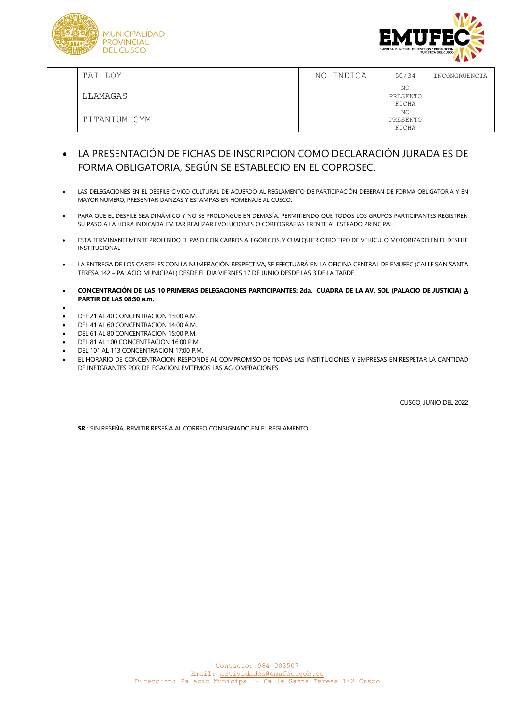| | | | | |
|---|---|---|---|---|
| | TAI LOY | NO INDICA | 50/34 | INCONGRUENCIA |
| | LLAMAGAS | | NO PRESENTO FICHA | |
| | TITANIUM GYM | | NO PRESENTO FICHA | |

- LA PRESENTACIÓN DE FICHAS DE INSCRIPCION COMO DECLARACIÓN JURADA ES DE FORMA OBLIGATORIA, SEGÚN SE ESTABLECIO EN EL COPROSEC.

- LAS DELEGACIONES EN EL DESFILE CIVICO CULTURAL DE ACUERDO AL REGLAMENTO DE PARTICIPACIÓN DEBERAN DE FORMA OBLIGATORIA Y EN MAYOR NUMERO, PRESENTAR DANZAS Y ESTAMPAS EN HOMENAJE AL CUSCO.

- PARA QUE EL DESFILE SEA DINÁMICO Y NO SE PROLONGUE EN DEMASÍA, PERMITIENDO QUE TODOS LOS GRUPOS PARTICIPANTES REGISTREN SU PASO A LA HORA INDICADA, EVITAR REALIZAR EVOLUCIONES O COREOGRAFIAS FRENTE AL ESTRADO PRINCIPAL.

- <u>ESTA TERMINANTEMENTE PROHIBIDO EL PASO CON CARROS ALEGÓRICOS, Y CUALQUIER OTRO TIPO DE VEHÍCULO MOTORIZADO EN EL DESFILE INSTITUCIONAL</u>

- LA ENTREGA DE LOS CARTELES CON LA NUMERACIÓN RESPECTIVA, SE EFECTUARÁ EN LA OFICINA CENTRAL DE EMUFEC (CALLE SAN SANTA TERESA 142 – PALACIO MUNICIPAL) DESDE EL DIA VIERNES 17 DE JUNIO DESDE LAS 3 DE LA TARDE.

- **CONCENTRACIÓN DE LAS 10 PRIMERAS DELEGACIONES PARTICIPANTES: 2da. CUADRA DE LA AV. SOL (PALACIO DE JUSTICIA) <u>A PARTIR DE LAS 08:30 a.m.</u>**
- 
- DEL 21 AL 40 CONCENTRACION 13:00 A.M.
- DEL 41 AL 60 CONCENTRACION 14:00 A.M.
- DEL 61 AL 80 CONCENTRACION 15:00 P.M.
- DEL 81 AL 100 CONCENTRACION 16:00 P.M.
- DEL 101 AL 113 CONCENTRACION 17:00 P.M.
- EL HORARIO DE CONCENTRACION RESPONDE AL COMPROMISO DE TODAS LAS INSTITUCIONES Y EMPRESAS EN RESPETAR LA CANTIDAD DE INETGRANTES POR DELEGACION. EVITEMOS LAS AGLOMERACIONES.

CUSCO, JUNIO DEL 2022

**SR** : SIN RESEÑA, REMITIR RESEÑA AL CORREO CONSIGNADO EN EL REGLAMENTO.